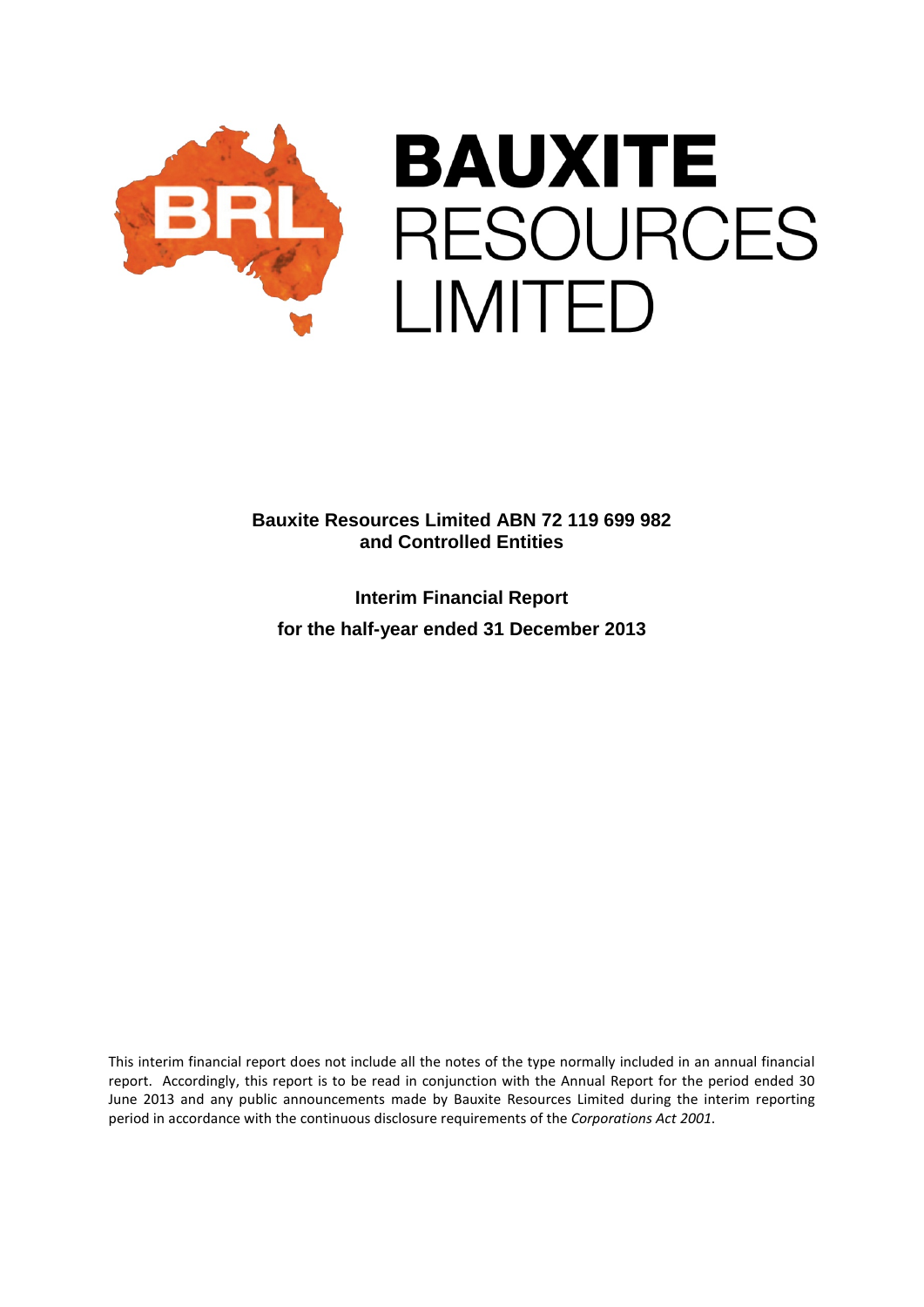# BAUXITE RESOURCES LIMITED

**Bauxite Resources Limited ABN 72 119 699 982**
**and Controlled Entities**

**Interim Financial Report**
**for the half-year ended 31 December 2013**

This interim financial report does not include all the notes of the type normally included in an annual financial report. Accordingly, this report is to be read in conjunction with the Annual Report for the period ended 30 June 2013 and any public announcements made by Bauxite Resources Limited during the interim reporting period in accordance with the continuous disclosure requirements of the *Corporations Act 2001*.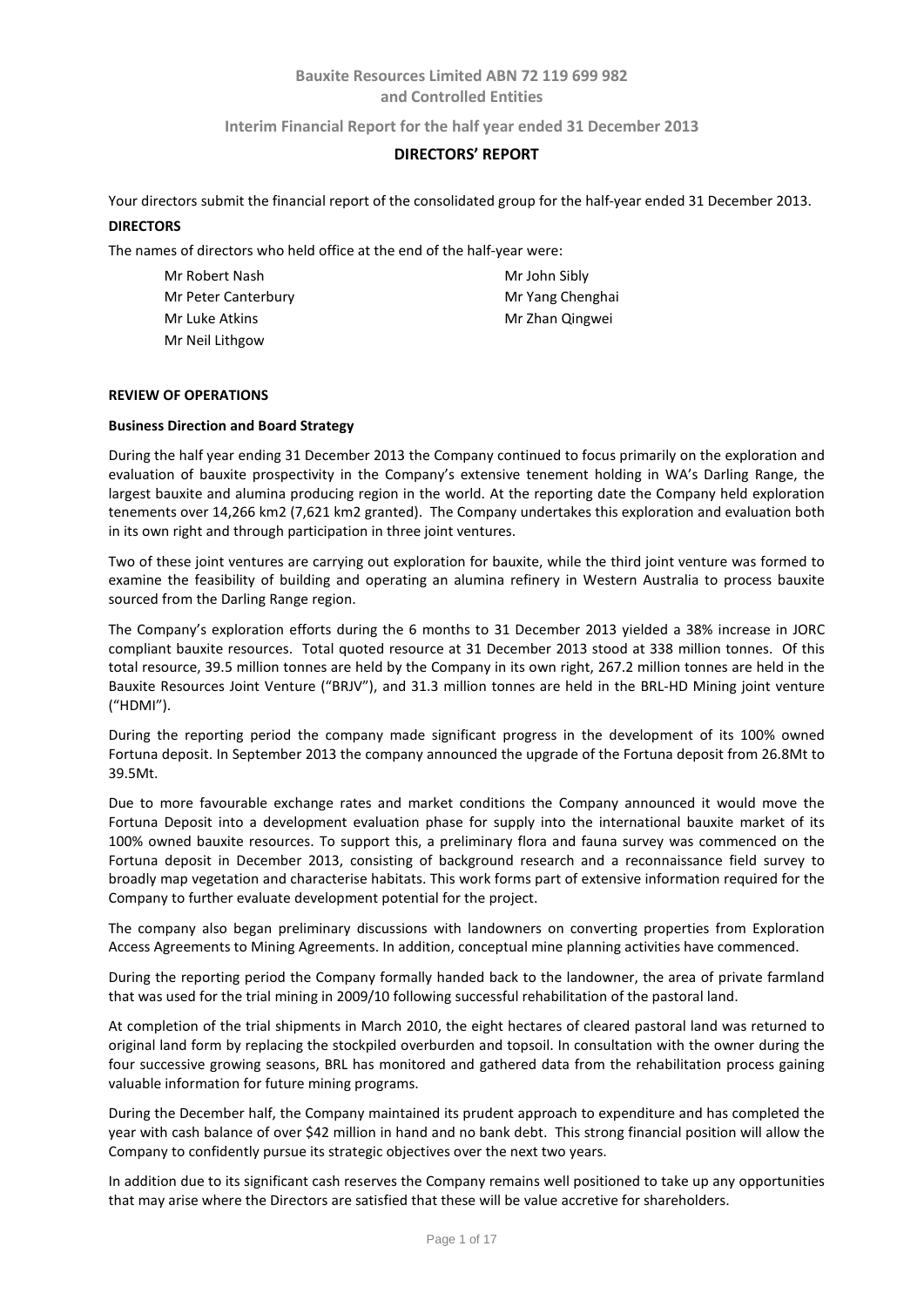Bauxite Resources Limited ABN 72 119 699 982
and Controlled Entities

Interim Financial Report for the half year ended 31 December 2013

## DIRECTORS' REPORT

Your directors submit the financial report of the consolidated group for the half-year ended 31 December 2013.

**DIRECTORS**

The names of directors who held office at the end of the half-year were:

- Mr Robert Nash
- Mr Peter Canterbury
- Mr Luke Atkins
- Mr Neil Lithgow
- Mr John Sibly
- Mr Yang Chenghai
- Mr Zhan Qingwei

**REVIEW OF OPERATIONS**

**Business Direction and Board Strategy**

During the half year ending 31 December 2013 the Company continued to focus primarily on the exploration and evaluation of bauxite prospectivity in the Company's extensive tenement holding in WA's Darling Range, the largest bauxite and alumina producing region in the world. At the reporting date the Company held exploration tenements over 14,266 km2 (7,621 km2 granted). The Company undertakes this exploration and evaluation both in its own right and through participation in three joint ventures.

Two of these joint ventures are carrying out exploration for bauxite, while the third joint venture was formed to examine the feasibility of building and operating an alumina refinery in Western Australia to process bauxite sourced from the Darling Range region.

The Company's exploration efforts during the 6 months to 31 December 2013 yielded a 38% increase in JORC compliant bauxite resources. Total quoted resource at 31 December 2013 stood at 338 million tonnes. Of this total resource, 39.5 million tonnes are held by the Company in its own right, 267.2 million tonnes are held in the Bauxite Resources Joint Venture ("BRJV"), and 31.3 million tonnes are held in the BRL-HD Mining joint venture ("HDMI").

During the reporting period the company made significant progress in the development of its 100% owned Fortuna deposit. In September 2013 the company announced the upgrade of the Fortuna deposit from 26.8Mt to 39.5Mt.

Due to more favourable exchange rates and market conditions the Company announced it would move the Fortuna Deposit into a development evaluation phase for supply into the international bauxite market of its 100% owned bauxite resources. To support this, a preliminary flora and fauna survey was commenced on the Fortuna deposit in December 2013, consisting of background research and a reconnaissance field survey to broadly map vegetation and characterise habitats. This work forms part of extensive information required for the Company to further evaluate development potential for the project.

The company also began preliminary discussions with landowners on converting properties from Exploration Access Agreements to Mining Agreements. In addition, conceptual mine planning activities have commenced.

During the reporting period the Company formally handed back to the landowner, the area of private farmland that was used for the trial mining in 2009/10 following successful rehabilitation of the pastoral land.

At completion of the trial shipments in March 2010, the eight hectares of cleared pastoral land was returned to original land form by replacing the stockpiled overburden and topsoil. In consultation with the owner during the four successive growing seasons, BRL has monitored and gathered data from the rehabilitation process gaining valuable information for future mining programs.

During the December half, the Company maintained its prudent approach to expenditure and has completed the year with cash balance of over $42 million in hand and no bank debt. This strong financial position will allow the Company to confidently pursue its strategic objectives over the next two years.

In addition due to its significant cash reserves the Company remains well positioned to take up any opportunities that may arise where the Directors are satisfied that these will be value accretive for shareholders.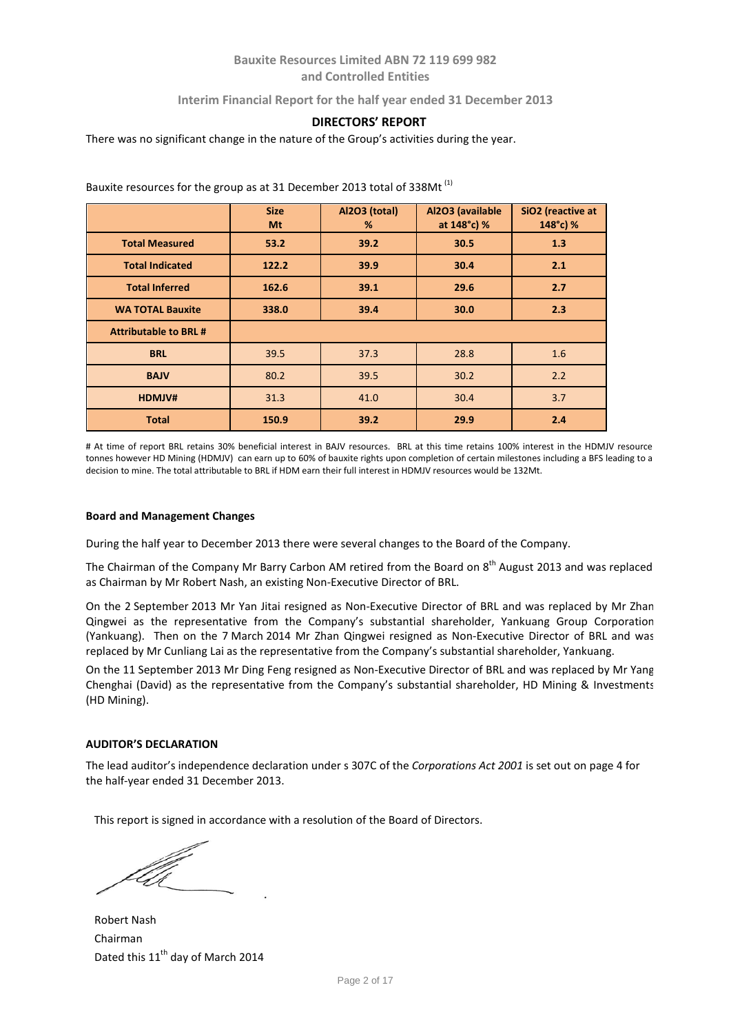**Bauxite Resources Limited ABN 72 119 699 982**
**and Controlled Entities**

**Interim Financial Report for the half year ended 31 December 2013**

## DIRECTORS' REPORT

There was no significant change in the nature of the Group's activities during the year.

Bauxite resources for the group as at 31 December 2013 total of 338Mt [(1)]

| | Size Mt | $Al_2O_3$ (total) % | $Al_2O_3$ (available at 148°c) % | $SiO_2$ (reactive at 148°c) % |
|---|---|---|---|---|
| **Total Measured** | **53.2** | **39.2** | **30.5** | **1.3** |
| **Total Indicated** | **122.2** | **39.9** | **30.4** | **2.1** |
| **Total Inferred** | **162.6** | **39.1** | **29.6** | **2.7** |
| **WA TOTAL Bauxite** | **338.0** | **39.4** | **30.0** | **2.3** |
| **Attributable to BRL #** | | | | |
| **BRL** | 39.5 | 37.3 | 28.8 | 1.6 |
| **BAJV** | 80.2 | 39.5 | 30.2 | 2.2 |
| **HDMJV#** | 31.3 | 41.0 | 30.4 | 3.7 |
| **Total** | **150.9** | **39.2** | **29.9** | **2.4** |

# At time of report BRL retains 30% beneficial interest in BAJV resources. BRL at this time retains 100% interest in the HDMJV resource tonnes however HD Mining (HDMJV) can earn up to 60% of bauxite rights upon completion of certain milestones including a BFS leading to a decision to mine. The total attributable to BRL if HDM earn their full interest in HDMJV resources would be 132Mt.

### Board and Management Changes

During the half year to December 2013 there were several changes to the Board of the Company.

The Chairman of the Company Mr Barry Carbon AM retired from the Board on 8th August 2013 and was replaced as Chairman by Mr Robert Nash, an existing Non-Executive Director of BRL.

On the 2 September 2013 Mr Yan Jitai resigned as Non-Executive Director of BRL and was replaced by Mr Zhan Qingwei as the representative from the Company's substantial shareholder, Yankuang Group Corporation (Yankuang). Then on the 7 March 2014 Mr Zhan Qingwei resigned as Non-Executive Director of BRL and was replaced by Mr Cunliang Lai as the representative from the Company's substantial shareholder, Yankuang.

On the 11 September 2013 Mr Ding Feng resigned as Non-Executive Director of BRL and was replaced by Mr Yang Chenghai (David) as the representative from the Company's substantial shareholder, HD Mining & Investments (HD Mining).

### AUDITOR'S DECLARATION

The lead auditor's independence declaration under s 307C of the *Corporations Act 2001* is set out on page 4 for the half-year ended 31 December 2013.

This report is signed in accordance with a resolution of the Board of Directors.

Robert Nash
Chairman
Dated this 11th day of March 2014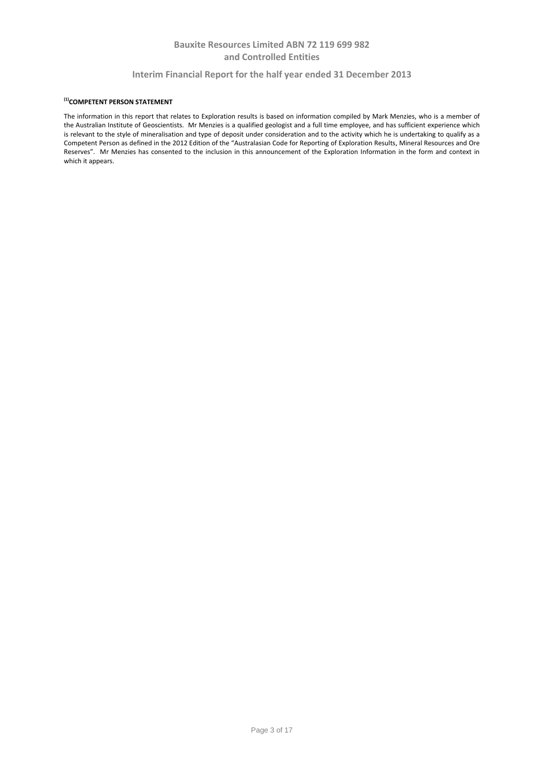[(1)]**COMPETENT PERSON STATEMENT**

The information in this report that relates to Exploration results is based on information compiled by Mark Menzies, who is a member of the Australian Institute of Geoscientists. Mr Menzies is a qualified geologist and a full time employee, and has sufficient experience which is relevant to the style of mineralisation and type of deposit under consideration and to the activity which he is undertaking to qualify as a Competent Person as defined in the 2012 Edition of the "Australasian Code for Reporting of Exploration Results, Mineral Resources and Ore Reserves". Mr Menzies has consented to the inclusion in this announcement of the Exploration Information in the form and context in which it appears.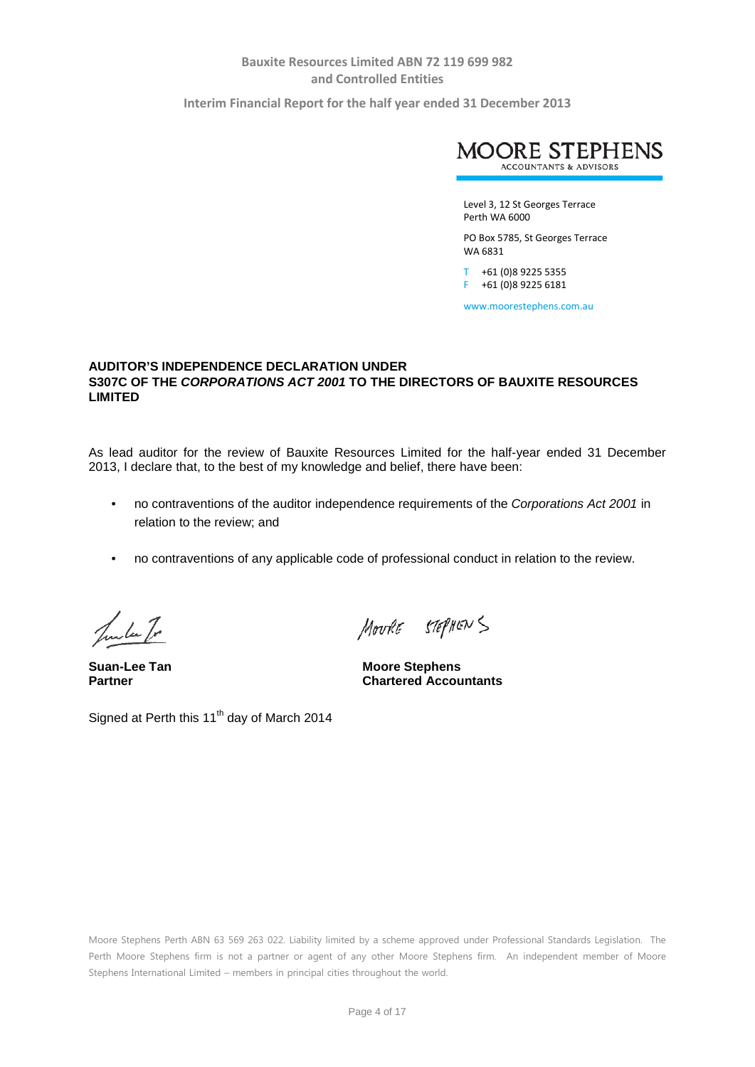MOORE STEPHENS
ACCOUNTANTS & ADVISORS

Level 3, 12 St Georges Terrace
Perth WA 6000

PO Box 5785, St Georges Terrace
WA 6831

T +61 (0)8 9225 5355
F +61 (0)8 9225 6181

www.moorestephens.com.au

**AUDITOR'S INDEPENDENCE DECLARATION UNDER S307C OF THE *CORPORATIONS ACT 2001* TO THE DIRECTORS OF BAUXITE RESOURCES LIMITED**

As lead auditor for the review of Bauxite Resources Limited for the half-year ended 31 December 2013, I declare that, to the best of my knowledge and belief, there have been:

- no contraventions of the auditor independence requirements of the *Corporations Act 2001* in relation to the review; and
- no contraventions of any applicable code of professional conduct in relation to the review.

| | |
|---|---|
| **Suan-Lee Tan** | **Moore Stephens** |
| **Partner** | **Chartered Accountants** |

Signed at Perth this 11th day of March 2014

Moore Stephens Perth ABN 63 569 263 022. Liability limited by a scheme approved under Professional Standards Legislation. The Perth Moore Stephens firm is not a partner or agent of any other Moore Stephens firm. An independent member of Moore Stephens International Limited – members in principal cities throughout the world.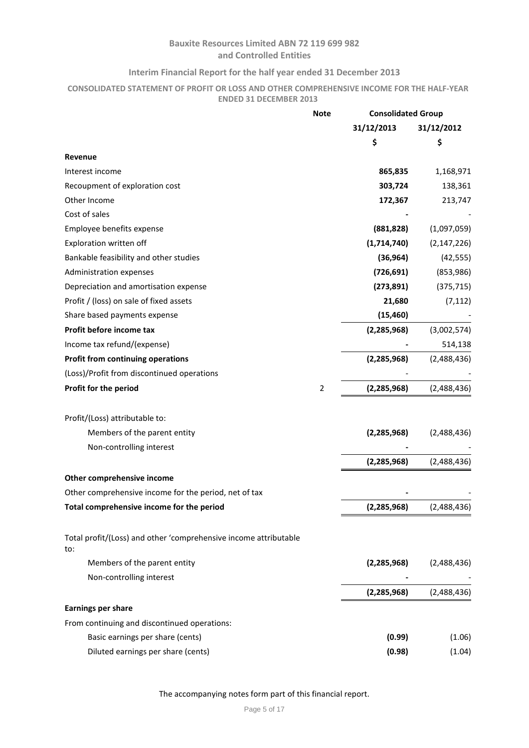# Bauxite Resources Limited ABN 72 119 699 982
## and Controlled Entities

### Interim Financial Report for the half year ended 31 December 2013

**CONSOLIDATED STATEMENT OF PROFIT OR LOSS AND OTHER COMPREHENSIVE INCOME FOR THE HALF-YEAR ENDED 31 DECEMBER 2013**

| | Note | Consolidated Group | |
|---|---|---|---|
| | | 31/12/2013 | 31/12/2012 |
| | | $ | $ |
| **Revenue** | | | |
| Interest income | | **865,835** | 1,168,971 |
| Recoupment of exploration cost | | **303,724** | 138,361 |
| Other Income | | **172,367** | 213,747 |
| Cost of sales | | **-** | - |
| Employee benefits expense | | **(881,828)** | (1,097,059) |
| Exploration written off | | **(1,714,740)** | (2,147,226) |
| Bankable feasibility and other studies | | **(36,964)** | (42,555) |
| Administration expenses | | **(726,691)** | (853,986) |
| Depreciation and amortisation expense | | **(273,891)** | (375,715) |
| Profit / (loss) on sale of fixed assets | | **21,680** | (7,112) |
| Share based payments expense | | **(15,460)** | - |
| **Profit before income tax** | | **(2,285,968)** | (3,002,574) |
| Income tax refund/(expense) | | **-** | 514,138 |
| **Profit from continuing operations** | | **(2,285,968)** | (2,488,436) |
| (Loss)/Profit from discontinued operations | | - | - |
| **Profit for the period** | 2 | **(2,285,968)** | (2,488,436) |
| | | | |
| Profit/(Loss) attributable to: | | | |
| Members of the parent entity | | **(2,285,968)** | (2,488,436) |
| Non-controlling interest | | **-** | - |
| | | **(2,285,968)** | (2,488,436) |
| **Other comprehensive income** | | | |
| Other comprehensive income for the period, net of tax | | **-** | - |
| **Total comprehensive income for the period** | | **(2,285,968)** | (2,488,436) |
| | | | |
| Total profit/(Loss) and other 'comprehensive income attributable to: | | | |
| Members of the parent entity | | **(2,285,968)** | (2,488,436) |
| Non-controlling interest | | **-** | - |
| | | **(2,285,968)** | (2,488,436) |
| **Earnings per share** | | | |
| From continuing and discontinued operations: | | | |
| Basic earnings per share (cents) | | **(0.99)** | (1.06) |
| Diluted earnings per share (cents) | | **(0.98)** | (1.04) |

The accompanying notes form part of this financial report.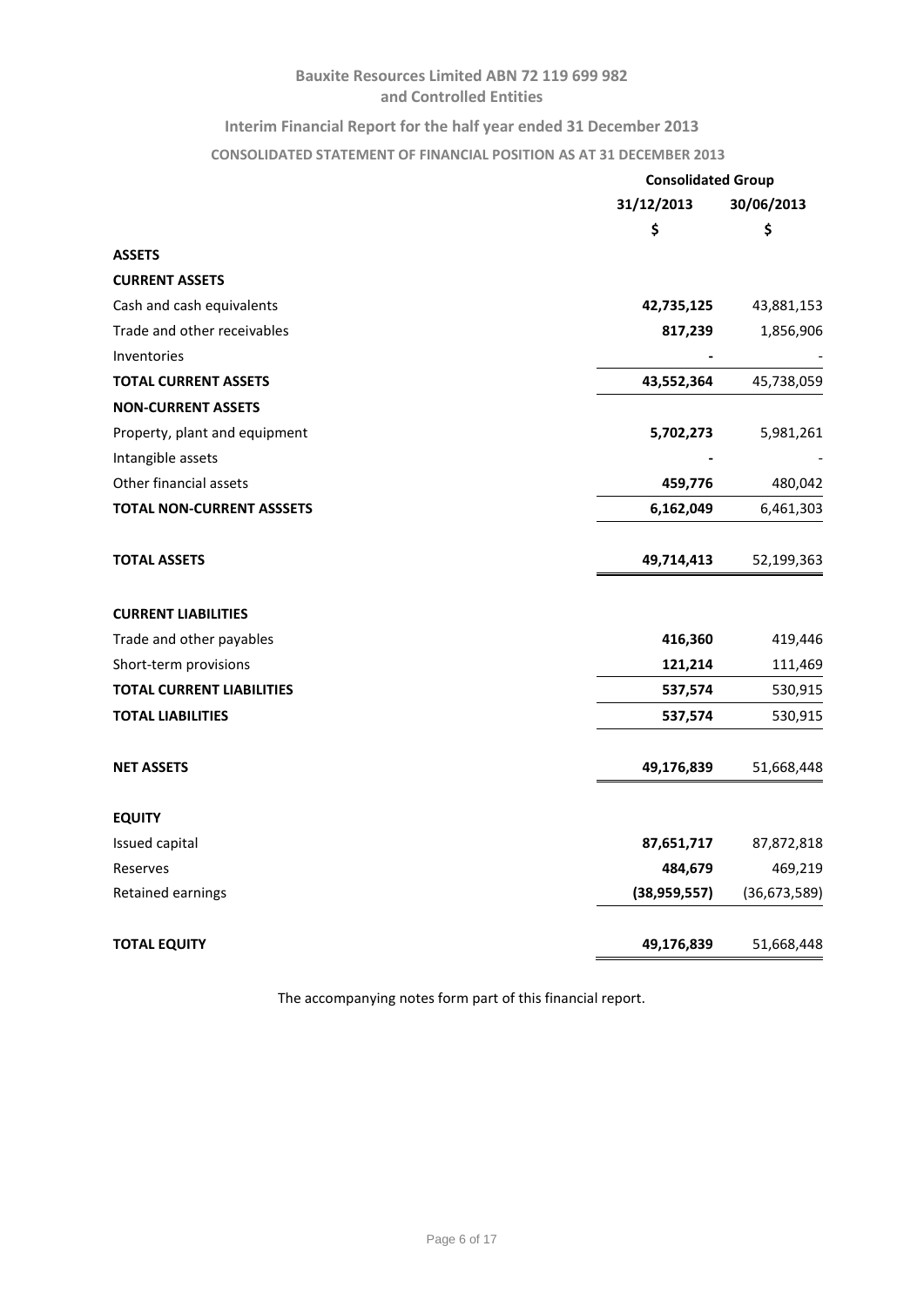**Bauxite Resources Limited ABN 72 119 699 982**
**and Controlled Entities**

**Interim Financial Report for the half year ended 31 December 2013**

**CONSOLIDATED STATEMENT OF FINANCIAL POSITION AS AT 31 DECEMBER 2013**

| | Consolidated Group | |
|---|---|---|
| | 31/12/2013 | 30/06/2013 |
| | $ | $ |
| **ASSETS** | | |
| **CURRENT ASSETS** | | |
| Cash and cash equivalents | **42,735,125** | 43,881,153 |
| Trade and other receivables | **817,239** | 1,856,906 |
| Inventories | **-** | - |
| **TOTAL CURRENT ASSETS** | **43,552,364** | 45,738,059 |
| **NON-CURRENT ASSETS** | | |
| Property, plant and equipment | **5,702,273** | 5,981,261 |
| Intangible assets | **-** | - |
| Other financial assets | **459,776** | 480,042 |
| **TOTAL NON-CURRENT ASSSETS** | **6,162,049** | 6,461,303 |
| | | |
| **TOTAL ASSETS** | **49,714,413** | 52,199,363 |
| | | |
| **CURRENT LIABILITIES** | | |
| Trade and other payables | **416,360** | 419,446 |
| Short-term provisions | **121,214** | 111,469 |
| **TOTAL CURRENT LIABILITIES** | **537,574** | 530,915 |
| **TOTAL LIABILITIES** | **537,574** | 530,915 |
| | | |
| **NET ASSETS** | **49,176,839** | 51,668,448 |
| | | |
| **EQUITY** | | |
| Issued capital | **87,651,717** | 87,872,818 |
| Reserves | **484,679** | 469,219 |
| Retained earnings | **(38,959,557)** | (36,673,589) |
| | | |
| **TOTAL EQUITY** | **49,176,839** | 51,668,448 |

The accompanying notes form part of this financial report.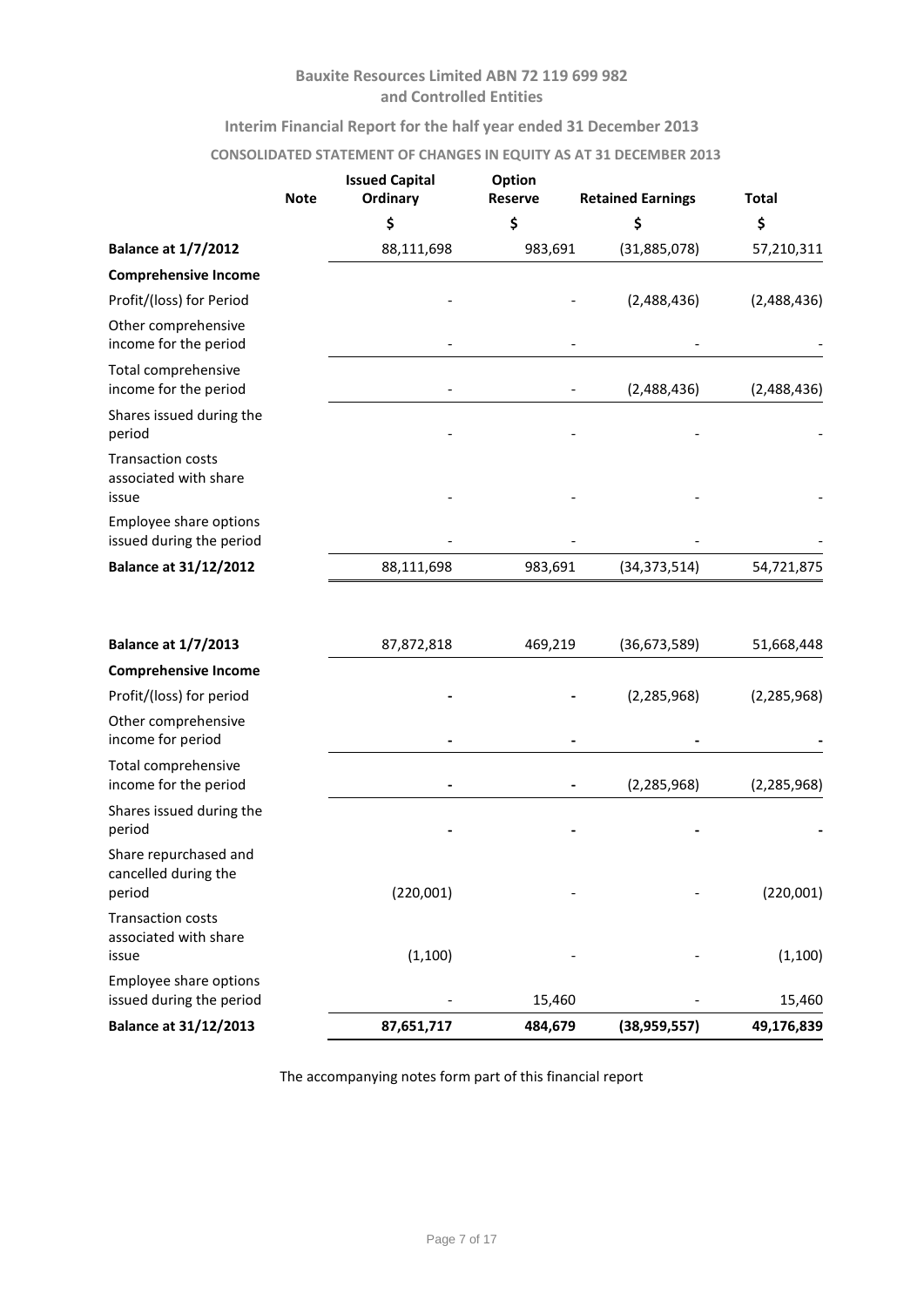# Bauxite Resources Limited ABN 72 119 699 982 and Controlled Entities

## Interim Financial Report for the half year ended 31 December 2013

### CONSOLIDATED STATEMENT OF CHANGES IN EQUITY AS AT 31 DECEMBER 2013

| | Note | Issued Capital Ordinary | Option Reserve | Retained Earnings | Total |
|---|---|---|---|---|---|
| | | $ | $ | $ | $ |
| **Balance at 1/7/2012** | | 88,111,698 | 983,691 | (31,885,078) | 57,210,311 |
| **Comprehensive Income** | | | | | |
| Profit/(loss) for Period | | - | - | (2,488,436) | (2,488,436) |
| Other comprehensive income for the period | | - | - | - | - |
| Total comprehensive income for the period | | - | - | (2,488,436) | (2,488,436) |
| Shares issued during the period | | - | - | - | - |
| Transaction costs associated with share issue | | - | - | - | - |
| Employee share options issued during the period | | - | - | - | - |
| **Balance at 31/12/2012** | | 88,111,698 | 983,691 | (34,373,514) | 54,721,875 |
| | | | | | |
| **Balance at 1/7/2013** | | 87,872,818 | 469,219 | (36,673,589) | 51,668,448 |
| **Comprehensive Income** | | | | | |
| Profit/(loss) for period | | **-** | **-** | (2,285,968) | (2,285,968) |
| Other comprehensive income for period | | **-** | **-** | **-** | **-** |
| Total comprehensive income for the period | | **-** | **-** | (2,285,968) | (2,285,968) |
| Shares issued during the period | | **-** | **-** | **-** | **-** |
| Share repurchased and cancelled during the period | | (220,001) | - | - | (220,001) |
| Transaction costs associated with share issue | | (1,100) | - | - | (1,100) |
| Employee share options issued during the period | | - | 15,460 | - | 15,460 |
| **Balance at 31/12/2013** | | **87,651,717** | **484,679** | **(38,959,557)** | **49,176,839** |

The accompanying notes form part of this financial report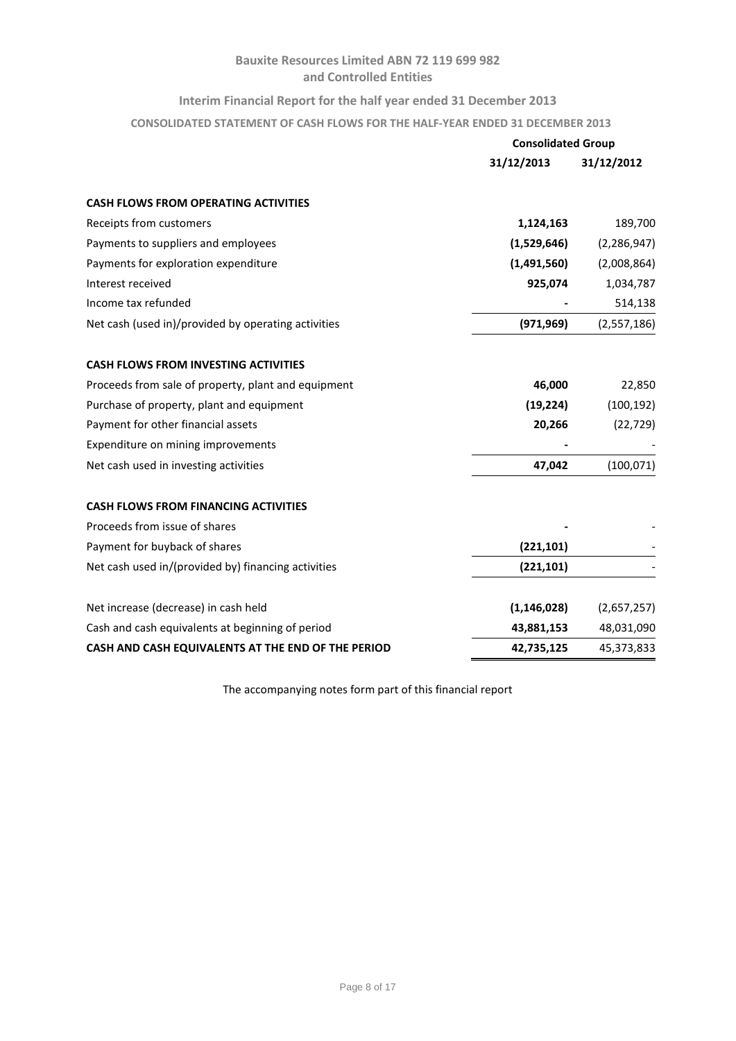**Bauxite Resources Limited ABN 72 119 699 982**
**and Controlled Entities**

**Interim Financial Report for the half year ended 31 December 2013**

**CONSOLIDATED STATEMENT OF CASH FLOWS FOR THE HALF-YEAR ENDED 31 DECEMBER 2013**

| | Consolidated Group | |
|---|---|---|
| | 31/12/2013 | 31/12/2012 |
| **CASH FLOWS FROM OPERATING ACTIVITIES** | | |
| Receipts from customers | **1,124,163** | 189,700 |
| Payments to suppliers and employees | **(1,529,646)** | (2,286,947) |
| Payments for exploration expenditure | **(1,491,560)** | (2,008,864) |
| Interest received | **925,074** | 1,034,787 |
| Income tax refunded | **-** | 514,138 |
| Net cash (used in)/provided by operating activities | **(971,969)** | (2,557,186) |
| **CASH FLOWS FROM INVESTING ACTIVITIES** | | |
| Proceeds from sale of property, plant and equipment | **46,000** | 22,850 |
| Purchase of property, plant and equipment | **(19,224)** | (100,192) |
| Payment for other financial assets | **20,266** | (22,729) |
| Expenditure on mining improvements | **-** | - |
| Net cash used in investing activities | **47,042** | (100,071) |
| **CASH FLOWS FROM FINANCING ACTIVITIES** | | |
| Proceeds from issue of shares | **-** | - |
| Payment for buyback of shares | **(221,101)** | - |
| Net cash used in/(provided by) financing activities | **(221,101)** | - |
| Net increase (decrease) in cash held | **(1,146,028)** | (2,657,257) |
| Cash and cash equivalents at beginning of period | **43,881,153** | 48,031,090 |
| **CASH AND CASH EQUIVALENTS AT THE END OF THE PERIOD** | **42,735,125** | 45,373,833 |

The accompanying notes form part of this financial report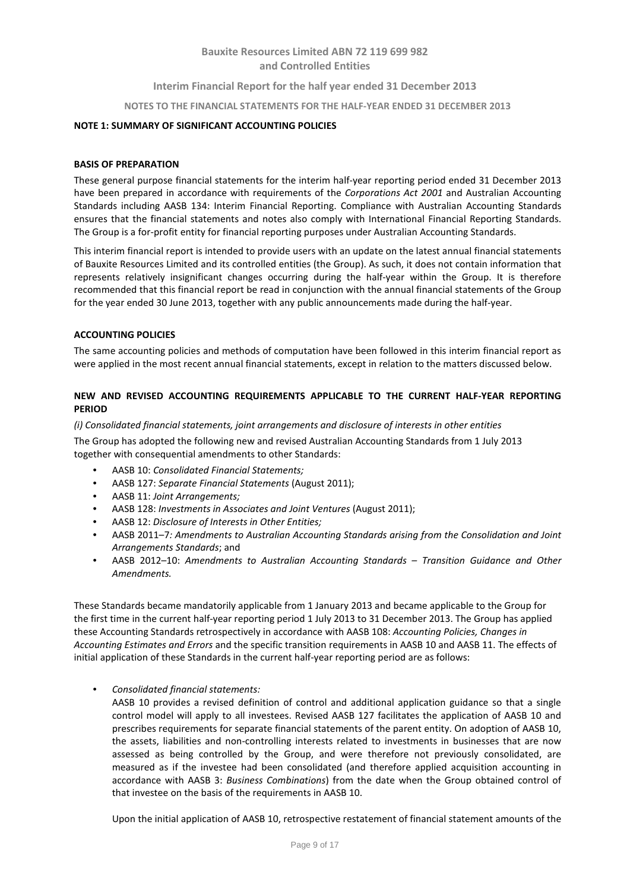## NOTE 1: SUMMARY OF SIGNIFICANT ACCOUNTING POLICIES

### BASIS OF PREPARATION

These general purpose financial statements for the interim half-year reporting period ended 31 December 2013 have been prepared in accordance with requirements of the *Corporations Act 2001* and Australian Accounting Standards including AASB 134: Interim Financial Reporting. Compliance with Australian Accounting Standards ensures that the financial statements and notes also comply with International Financial Reporting Standards. The Group is a for-profit entity for financial reporting purposes under Australian Accounting Standards.

This interim financial report is intended to provide users with an update on the latest annual financial statements of Bauxite Resources Limited and its controlled entities (the Group). As such, it does not contain information that represents relatively insignificant changes occurring during the half-year within the Group. It is therefore recommended that this financial report be read in conjunction with the annual financial statements of the Group for the year ended 30 June 2013, together with any public announcements made during the half-year.

### ACCOUNTING POLICIES

The same accounting policies and methods of computation have been followed in this interim financial report as were applied in the most recent annual financial statements, except in relation to the matters discussed below.

### NEW AND REVISED ACCOUNTING REQUIREMENTS APPLICABLE TO THE CURRENT HALF-YEAR REPORTING PERIOD

*(i) Consolidated financial statements, joint arrangements and disclosure of interests in other entities*

The Group has adopted the following new and revised Australian Accounting Standards from 1 July 2013 together with consequential amendments to other Standards:

- AASB 10: *Consolidated Financial Statements;*
- AASB 127: *Separate Financial Statements* (August 2011);
- AASB 11: *Joint Arrangements;*
- AASB 128: *Investments in Associates and Joint Ventures* (August 2011);
- AASB 12: *Disclosure of Interests in Other Entities;*
- AASB 2011–7*: Amendments to Australian Accounting Standards arising from the Consolidation and Joint Arrangements Standards*; and
- AASB 2012–10: *Amendments to Australian Accounting Standards – Transition Guidance and Other Amendments.*

These Standards became mandatorily applicable from 1 January 2013 and became applicable to the Group for the first time in the current half-year reporting period 1 July 2013 to 31 December 2013. The Group has applied these Accounting Standards retrospectively in accordance with AASB 108: *Accounting Policies, Changes in Accounting Estimates and Errors* and the specific transition requirements in AASB 10 and AASB 11. The effects of initial application of these Standards in the current half-year reporting period are as follows:

- *Consolidated financial statements:*

  AASB 10 provides a revised definition of control and additional application guidance so that a single control model will apply to all investees. Revised AASB 127 facilitates the application of AASB 10 and prescribes requirements for separate financial statements of the parent entity. On adoption of AASB 10, the assets, liabilities and non-controlling interests related to investments in businesses that are now assessed as being controlled by the Group, and were therefore not previously consolidated, are measured as if the investee had been consolidated (and therefore applied acquisition accounting in accordance with AASB 3: *Business Combinations*) from the date when the Group obtained control of that investee on the basis of the requirements in AASB 10.

  Upon the initial application of AASB 10, retrospective restatement of financial statement amounts of the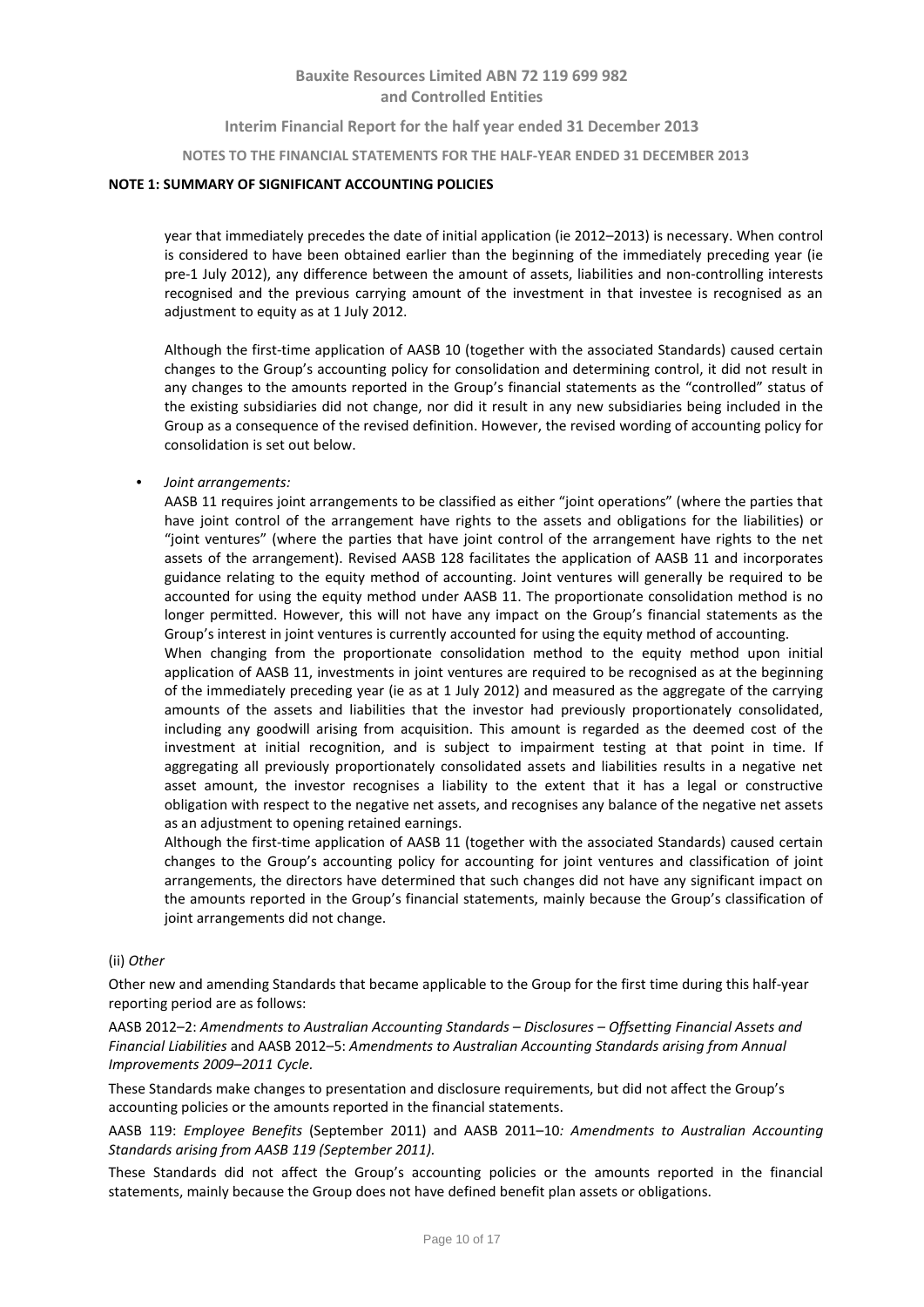**NOTE 1: SUMMARY OF SIGNIFICANT ACCOUNTING POLICIES**

year that immediately precedes the date of initial application (ie 2012–2013) is necessary. When control is considered to have been obtained earlier than the beginning of the immediately preceding year (ie pre-1 July 2012), any difference between the amount of assets, liabilities and non-controlling interests recognised and the previous carrying amount of the investment in that investee is recognised as an adjustment to equity as at 1 July 2012.

Although the first-time application of AASB 10 (together with the associated Standards) caused certain changes to the Group's accounting policy for consolidation and determining control, it did not result in any changes to the amounts reported in the Group's financial statements as the "controlled" status of the existing subsidiaries did not change, nor did it result in any new subsidiaries being included in the Group as a consequence of the revised definition. However, the revised wording of accounting policy for consolidation is set out below.

- *Joint arrangements:*

  AASB 11 requires joint arrangements to be classified as either "joint operations" (where the parties that have joint control of the arrangement have rights to the assets and obligations for the liabilities) or "joint ventures" (where the parties that have joint control of the arrangement have rights to the net assets of the arrangement). Revised AASB 128 facilitates the application of AASB 11 and incorporates guidance relating to the equity method of accounting. Joint ventures will generally be required to be accounted for using the equity method under AASB 11. The proportionate consolidation method is no longer permitted. However, this will not have any impact on the Group's financial statements as the Group's interest in joint ventures is currently accounted for using the equity method of accounting.

  When changing from the proportionate consolidation method to the equity method upon initial application of AASB 11, investments in joint ventures are required to be recognised as at the beginning of the immediately preceding year (ie as at 1 July 2012) and measured as the aggregate of the carrying amounts of the assets and liabilities that the investor had previously proportionately consolidated, including any goodwill arising from acquisition. This amount is regarded as the deemed cost of the investment at initial recognition, and is subject to impairment testing at that point in time. If aggregating all previously proportionately consolidated assets and liabilities results in a negative net asset amount, the investor recognises a liability to the extent that it has a legal or constructive obligation with respect to the negative net assets, and recognises any balance of the negative net assets as an adjustment to opening retained earnings.

  Although the first-time application of AASB 11 (together with the associated Standards) caused certain changes to the Group's accounting policy for accounting for joint ventures and classification of joint arrangements, the directors have determined that such changes did not have any significant impact on the amounts reported in the Group's financial statements, mainly because the Group's classification of joint arrangements did not change.

(ii) *Other*

Other new and amending Standards that became applicable to the Group for the first time during this half-year reporting period are as follows:

AASB 2012–2: *Amendments to Australian Accounting Standards – Disclosures – Offsetting Financial Assets and Financial Liabilities* and AASB 2012–5: *Amendments to Australian Accounting Standards arising from Annual Improvements 2009–2011 Cycle.*

These Standards make changes to presentation and disclosure requirements, but did not affect the Group's accounting policies or the amounts reported in the financial statements.

AASB 119: *Employee Benefits* (September 2011) and AASB 2011–10*: Amendments to Australian Accounting Standards arising from AASB 119 (September 2011).*

These Standards did not affect the Group's accounting policies or the amounts reported in the financial statements, mainly because the Group does not have defined benefit plan assets or obligations.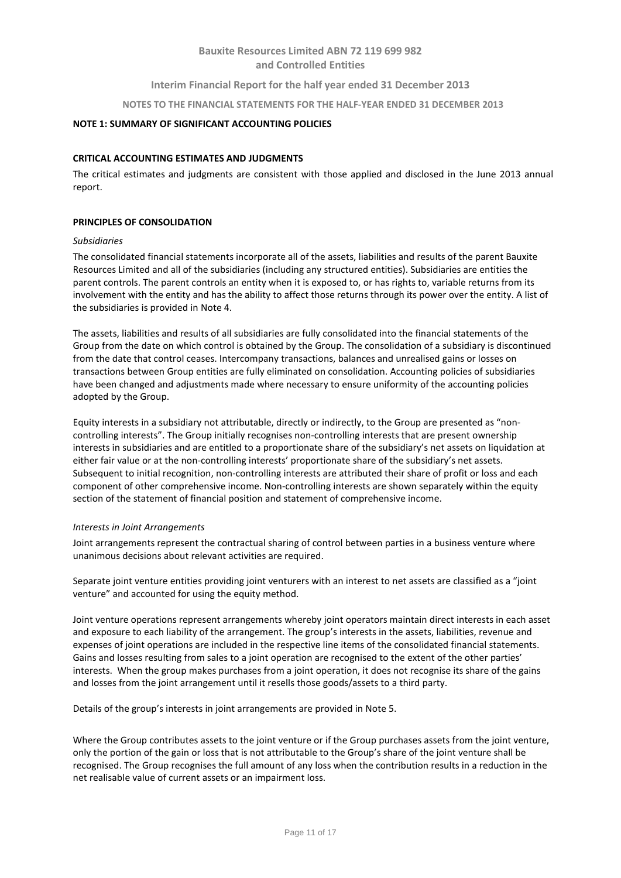## NOTE 1: SUMMARY OF SIGNIFICANT ACCOUNTING POLICIES

### CRITICAL ACCOUNTING ESTIMATES AND JUDGMENTS

The critical estimates and judgments are consistent with those applied and disclosed in the June 2013 annual report.

### PRINCIPLES OF CONSOLIDATION

*Subsidiaries*

The consolidated financial statements incorporate all of the assets, liabilities and results of the parent Bauxite Resources Limited and all of the subsidiaries (including any structured entities). Subsidiaries are entities the parent controls. The parent controls an entity when it is exposed to, or has rights to, variable returns from its involvement with the entity and has the ability to affect those returns through its power over the entity. A list of the subsidiaries is provided in Note 4.

The assets, liabilities and results of all subsidiaries are fully consolidated into the financial statements of the Group from the date on which control is obtained by the Group. The consolidation of a subsidiary is discontinued from the date that control ceases. Intercompany transactions, balances and unrealised gains or losses on transactions between Group entities are fully eliminated on consolidation. Accounting policies of subsidiaries have been changed and adjustments made where necessary to ensure uniformity of the accounting policies adopted by the Group.

Equity interests in a subsidiary not attributable, directly or indirectly, to the Group are presented as "non-controlling interests". The Group initially recognises non-controlling interests that are present ownership interests in subsidiaries and are entitled to a proportionate share of the subsidiary's net assets on liquidation at either fair value or at the non-controlling interests' proportionate share of the subsidiary's net assets. Subsequent to initial recognition, non-controlling interests are attributed their share of profit or loss and each component of other comprehensive income. Non-controlling interests are shown separately within the equity section of the statement of financial position and statement of comprehensive income.

*Interests in Joint Arrangements*

Joint arrangements represent the contractual sharing of control between parties in a business venture where unanimous decisions about relevant activities are required.

Separate joint venture entities providing joint venturers with an interest to net assets are classified as a "joint venture" and accounted for using the equity method.

Joint venture operations represent arrangements whereby joint operators maintain direct interests in each asset and exposure to each liability of the arrangement. The group's interests in the assets, liabilities, revenue and expenses of joint operations are included in the respective line items of the consolidated financial statements. Gains and losses resulting from sales to a joint operation are recognised to the extent of the other parties' interests. When the group makes purchases from a joint operation, it does not recognise its share of the gains and losses from the joint arrangement until it resells those goods/assets to a third party.

Details of the group's interests in joint arrangements are provided in Note 5.

Where the Group contributes assets to the joint venture or if the Group purchases assets from the joint venture, only the portion of the gain or loss that is not attributable to the Group's share of the joint venture shall be recognised. The Group recognises the full amount of any loss when the contribution results in a reduction in the net realisable value of current assets or an impairment loss.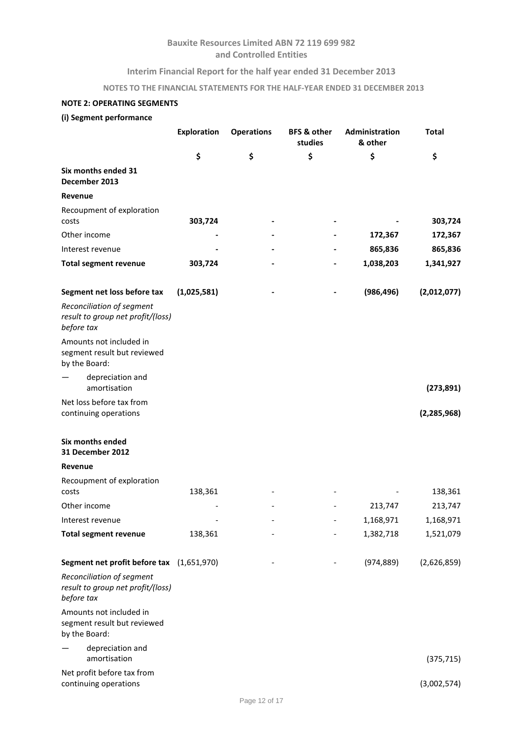Bauxite Resources Limited ABN 72 119 699 982
and Controlled Entities

Interim Financial Report for the half year ended 31 December 2013

NOTES TO THE FINANCIAL STATEMENTS FOR THE HALF-YEAR ENDED 31 DECEMBER 2013

**NOTE 2: OPERATING SEGMENTS**

**(i) Segment performance**

| | Exploration | Operations | BFS & other studies | Administration & other | Total |
|---|---|---|---|---|---|
| | $ | $ | $ | $ | $ |
| **Six months ended 31 December 2013** | | | | | |
| **Revenue** | | | | | |
| Recoupment of exploration costs | **303,724** | **-** | **-** | **-** | **303,724** |
| Other income | **-** | **-** | **-** | **172,367** | **172,367** |
| Interest revenue | **-** | **-** | **-** | **865,836** | **865,836** |
| **Total segment revenue** | **303,724** | **-** | **-** | **1,038,203** | **1,341,927** |
| | | | | | |
| **Segment net loss before tax** | **(1,025,581)** | **-** | **-** | **(986,496)** | **(2,012,077)** |
| *Reconciliation of segment result to group net profit/(loss) before tax* | | | | | |
| Amounts not included in segment result but reviewed by the Board: | | | | | |
| — depreciation and amortisation | | | | | **(273,891)** |
| Net loss before tax from continuing operations | | | | | **(2,285,968)** |
| | | | | | |
| **Six months ended 31 December 2012** | | | | | |
| **Revenue** | | | | | |
| Recoupment of exploration costs | 138,361 | - | - | - | 138,361 |
| Other income | - | - | - | 213,747 | 213,747 |
| Interest revenue | - | - | - | 1,168,971 | 1,168,971 |
| **Total segment revenue** | 138,361 | - | - | 1,382,718 | 1,521,079 |
| | | | | | |
| **Segment net profit before tax** | (1,651,970) | - | - | (974,889) | (2,626,859) |
| *Reconciliation of segment result to group net profit/(loss) before tax* | | | | | |
| Amounts not included in segment result but reviewed by the Board: | | | | | |
| — depreciation and amortisation | | | | | (375,715) |
| Net profit before tax from continuing operations | | | | | (3,002,574) |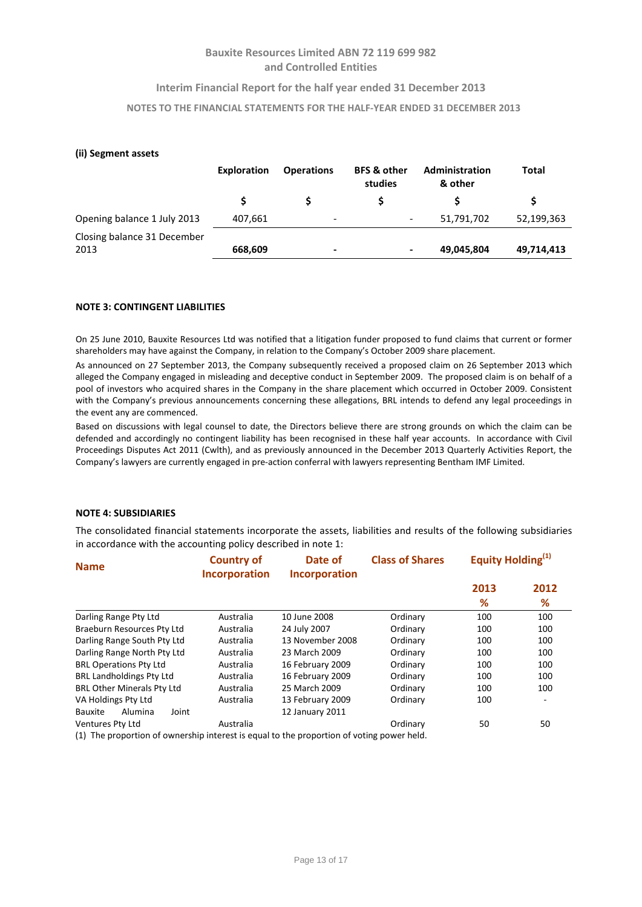#### (ii) Segment assets

| | Exploration | Operations | BFS & other studies | Administration & other | Total |
|---|---|---|---|---|---|
| | $ | $ | $ | $ | $ |
| Opening balance 1 July 2013 | 407,661 | - | - | 51,791,702 | 52,199,363 |
| Closing balance 31 December 2013 | **668,609** | **-** | **-** | **49,045,804** | **49,714,413** |

#### NOTE 3: CONTINGENT LIABILITIES

On 25 June 2010, Bauxite Resources Ltd was notified that a litigation funder proposed to fund claims that current or former shareholders may have against the Company, in relation to the Company's October 2009 share placement.

As announced on 27 September 2013, the Company subsequently received a proposed claim on 26 September 2013 which alleged the Company engaged in misleading and deceptive conduct in September 2009. The proposed claim is on behalf of a pool of investors who acquired shares in the Company in the share placement which occurred in October 2009. Consistent with the Company's previous announcements concerning these allegations, BRL intends to defend any legal proceedings in the event any are commenced.

Based on discussions with legal counsel to date, the Directors believe there are strong grounds on which the claim can be defended and accordingly no contingent liability has been recognised in these half year accounts. In accordance with Civil Proceedings Disputes Act 2011 (Cwlth), and as previously announced in the December 2013 Quarterly Activities Report, the Company's lawyers are currently engaged in pre-action conferral with lawyers representing Bentham IMF Limited.

#### NOTE 4: SUBSIDIARIES

The consolidated financial statements incorporate the assets, liabilities and results of the following subsidiaries in accordance with the accounting policy described in note 1:

| Name | Country of Incorporation | Date of Incorporation | Class of Shares | Equity Holding[(1)] | |
|---|---|---|---|---|---|
| | | | | 2013 | 2012 |
| | | | | % | % |
| Darling Range Pty Ltd | Australia | 10 June 2008 | Ordinary | 100 | 100 |
| Braeburn Resources Pty Ltd | Australia | 24 July 2007 | Ordinary | 100 | 100 |
| Darling Range South Pty Ltd | Australia | 13 November 2008 | Ordinary | 100 | 100 |
| Darling Range North Pty Ltd | Australia | 23 March 2009 | Ordinary | 100 | 100 |
| BRL Operations Pty Ltd | Australia | 16 February 2009 | Ordinary | 100 | 100 |
| BRL Landholdings Pty Ltd | Australia | 16 February 2009 | Ordinary | 100 | 100 |
| BRL Other Minerals Pty Ltd | Australia | 25 March 2009 | Ordinary | 100 | 100 |
| VA Holdings Pty Ltd | Australia | 13 February 2009 | Ordinary | 100 | - |
| Bauxite Alumina Joint Ventures Pty Ltd | Australia | 12 January 2011 | Ordinary | 50 | 50 |

(1) The proportion of ownership interest is equal to the proportion of voting power held.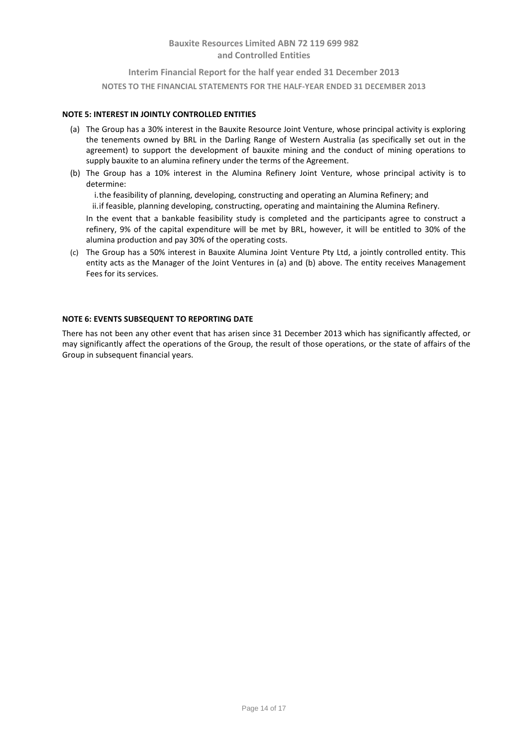**NOTE 5: INTEREST IN JOINTLY CONTROLLED ENTITIES**

(a) The Group has a 30% interest in the Bauxite Resource Joint Venture, whose principal activity is exploring the tenements owned by BRL in the Darling Range of Western Australia (as specifically set out in the agreement) to support the development of bauxite mining and the conduct of mining operations to supply bauxite to an alumina refinery under the terms of the Agreement.

(b) The Group has a 10% interest in the Alumina Refinery Joint Venture, whose principal activity is to determine:

   i. the feasibility of planning, developing, constructing and operating an Alumina Refinery; and

   ii. if feasible, planning developing, constructing, operating and maintaining the Alumina Refinery.

   In the event that a bankable feasibility study is completed and the participants agree to construct a refinery, 9% of the capital expenditure will be met by BRL, however, it will be entitled to 30% of the alumina production and pay 30% of the operating costs.

(c) The Group has a 50% interest in Bauxite Alumina Joint Venture Pty Ltd, a jointly controlled entity. This entity acts as the Manager of the Joint Ventures in (a) and (b) above. The entity receives Management Fees for its services.

**NOTE 6: EVENTS SUBSEQUENT TO REPORTING DATE**

There has not been any other event that has arisen since 31 December 2013 which has significantly affected, or may significantly affect the operations of the Group, the result of those operations, or the state of affairs of the Group in subsequent financial years.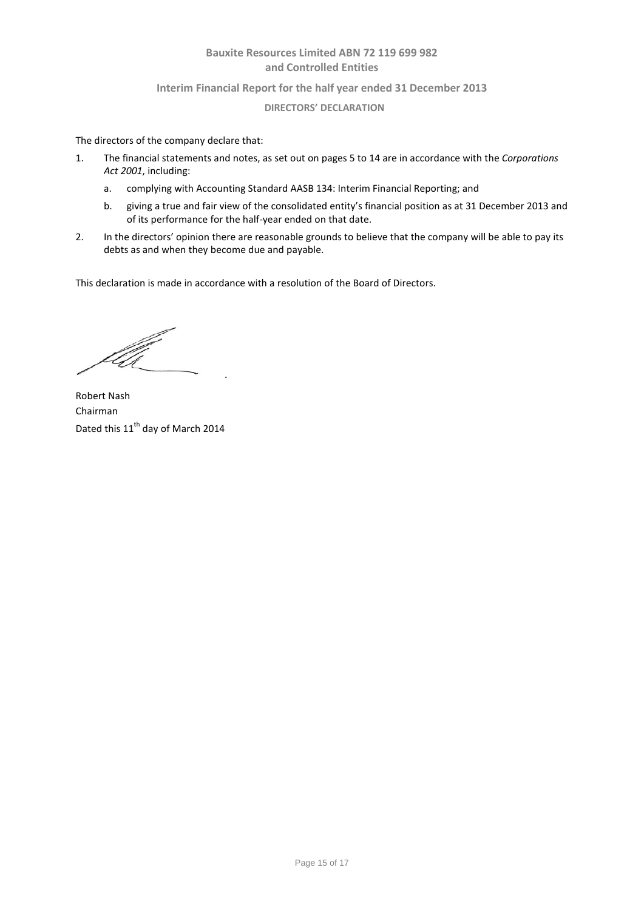**Bauxite Resources Limited ABN 72 119 699 982**
**and Controlled Entities**

**Interim Financial Report for the half year ended 31 December 2013**

## DIRECTORS' DECLARATION

The directors of the company declare that:

1. The financial statements and notes, as set out on pages 5 to 14 are in accordance with the *Corporations Act 2001*, including:
   a. complying with Accounting Standard AASB 134: Interim Financial Reporting; and
   b. giving a true and fair view of the consolidated entity's financial position as at 31 December 2013 and of its performance for the half-year ended on that date.
2. In the directors' opinion there are reasonable grounds to believe that the company will be able to pay its debts as and when they become due and payable.

This declaration is made in accordance with a resolution of the Board of Directors.

Robert Nash
Chairman
Dated this 11th day of March 2014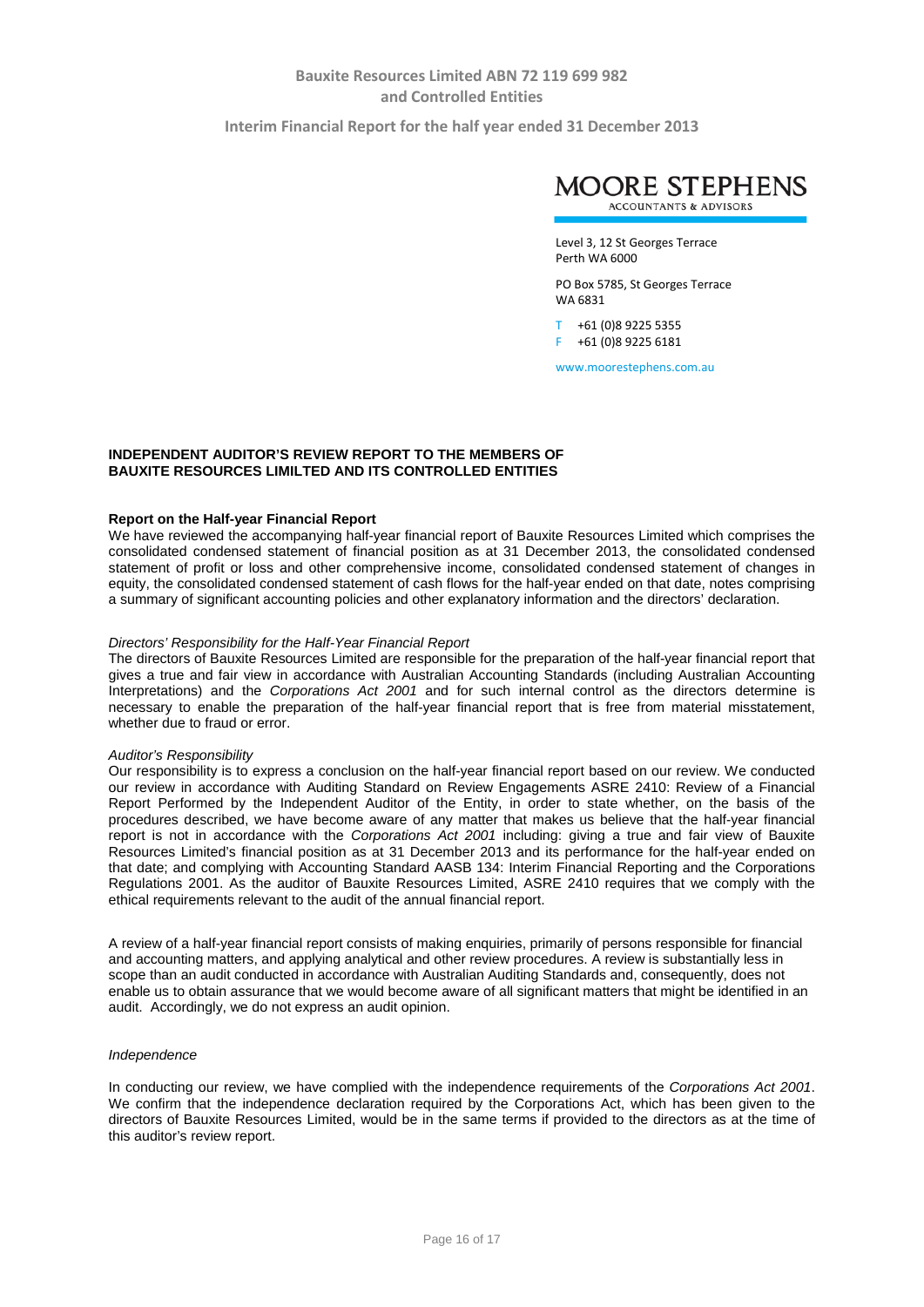MOORE STEPHENS
ACCOUNTANTS & ADVISORS

Level 3, 12 St Georges Terrace
Perth WA 6000

PO Box 5785, St Georges Terrace
WA 6831

T +61 (0)8 9225 5355
F +61 (0)8 9225 6181

www.moorestephens.com.au

**INDEPENDENT AUDITOR'S REVIEW REPORT TO THE MEMBERS OF BAUXITE RESOURCES LIMILTED AND ITS CONTROLLED ENTITIES**

**Report on the Half-year Financial Report**

We have reviewed the accompanying half-year financial report of Bauxite Resources Limited which comprises the consolidated condensed statement of financial position as at 31 December 2013, the consolidated condensed statement of profit or loss and other comprehensive income, consolidated condensed statement of changes in equity, the consolidated condensed statement of cash flows for the half-year ended on that date, notes comprising a summary of significant accounting policies and other explanatory information and the directors' declaration.

*Directors' Responsibility for the Half-Year Financial Report*

The directors of Bauxite Resources Limited are responsible for the preparation of the half-year financial report that gives a true and fair view in accordance with Australian Accounting Standards (including Australian Accounting Interpretations) and the *Corporations Act 2001* and for such internal control as the directors determine is necessary to enable the preparation of the half-year financial report that is free from material misstatement, whether due to fraud or error.

*Auditor's Responsibility*

Our responsibility is to express a conclusion on the half-year financial report based on our review. We conducted our review in accordance with Auditing Standard on Review Engagements ASRE 2410: Review of a Financial Report Performed by the Independent Auditor of the Entity, in order to state whether, on the basis of the procedures described, we have become aware of any matter that makes us believe that the half-year financial report is not in accordance with the *Corporations Act 2001* including: giving a true and fair view of Bauxite Resources Limited's financial position as at 31 December 2013 and its performance for the half-year ended on that date; and complying with Accounting Standard AASB 134: Interim Financial Reporting and the Corporations Regulations 2001. As the auditor of Bauxite Resources Limited, ASRE 2410 requires that we comply with the ethical requirements relevant to the audit of the annual financial report.

A review of a half-year financial report consists of making enquiries, primarily of persons responsible for financial and accounting matters, and applying analytical and other review procedures. A review is substantially less in scope than an audit conducted in accordance with Australian Auditing Standards and, consequently, does not enable us to obtain assurance that we would become aware of all significant matters that might be identified in an audit. Accordingly, we do not express an audit opinion.

*Independence*

In conducting our review, we have complied with the independence requirements of the *Corporations Act 2001*. We confirm that the independence declaration required by the Corporations Act, which has been given to the directors of Bauxite Resources Limited, would be in the same terms if provided to the directors as at the time of this auditor's review report.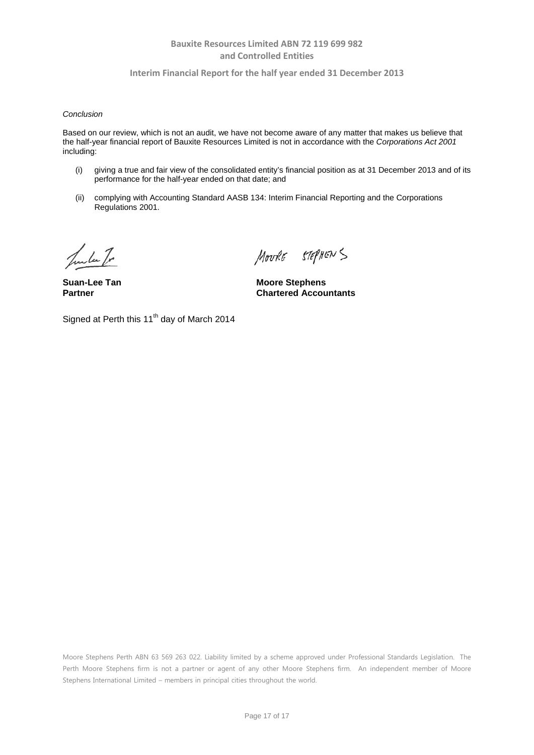*Conclusion*

Based on our review, which is not an audit, we have not become aware of any matter that makes us believe that the half-year financial report of Bauxite Resources Limited is not in accordance with the *Corporations Act 2001* including:

(i) giving a true and fair view of the consolidated entity's financial position as at 31 December 2013 and of its performance for the half-year ended on that date; and

(ii) complying with Accounting Standard AASB 134: Interim Financial Reporting and the Corporations Regulations 2001.

**Suan-Lee Tan**
**Partner**

**Moore Stephens**
**Chartered Accountants**

Signed at Perth this 11th day of March 2014

Moore Stephens Perth ABN 63 569 263 022. Liability limited by a scheme approved under Professional Standards Legislation. The Perth Moore Stephens firm is not a partner or agent of any other Moore Stephens firm. An independent member of Moore Stephens International Limited – members in principal cities throughout the world.